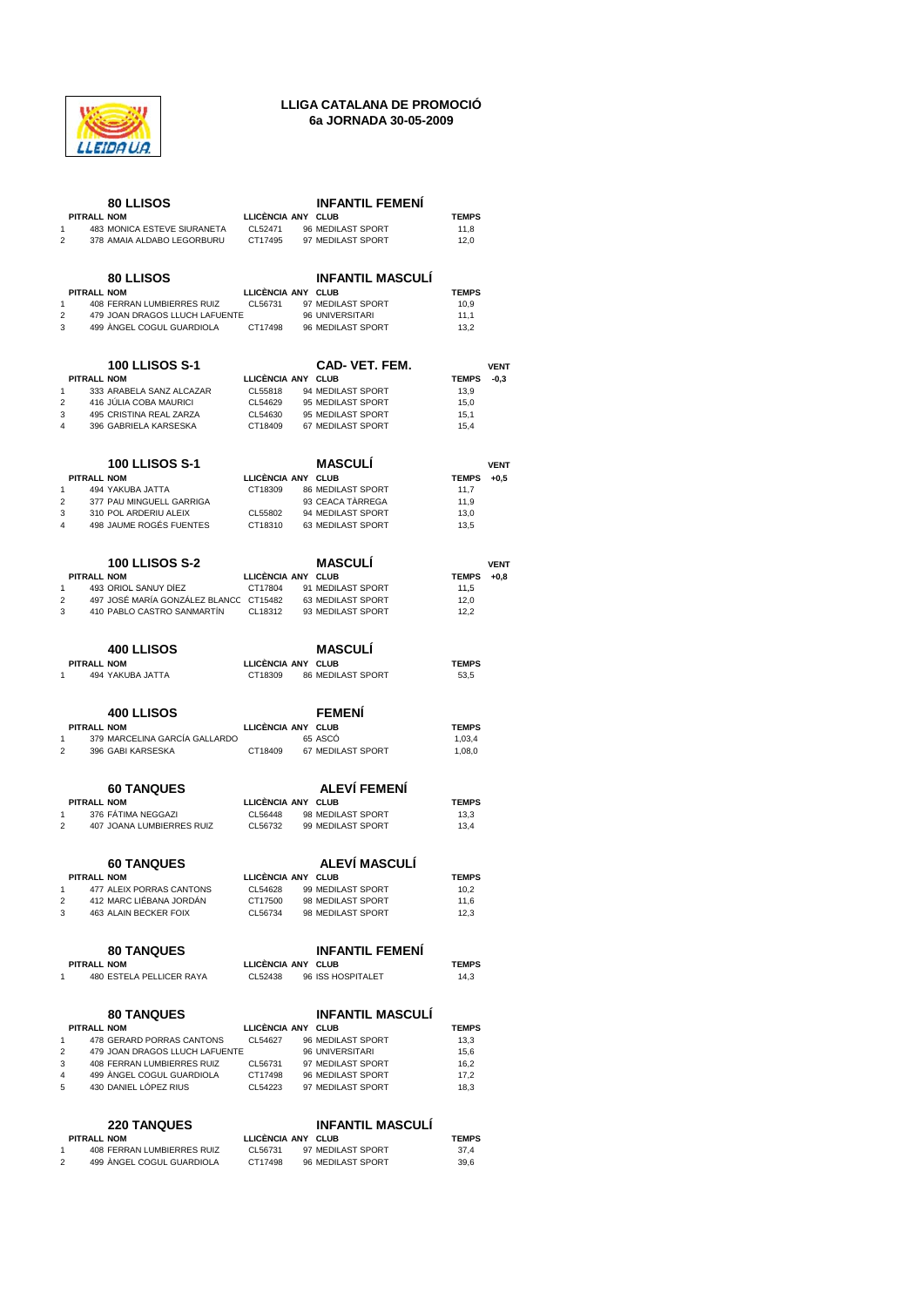# LLIGA CATALANA DE PROMOCIÓ

## 6a JORNADA 30-05-2009

### 80 LLISOS — INFANTIL FEMENÍ

| PITRALL | NOM | LLICÈNCIA | ANY | CLUB | TEMPS |
|---|---|---|---|---|---|
| 1 | 483 MONICA ESTEVE SIURANETA | CL52471 | 96 | MEDILAST SPORT | 11,8 |
| 2 | 378 AMAIA ALDABO LEGORBURU | CT17495 | 97 | MEDILAST SPORT | 12,0 |

### 80 LLISOS — INFANTIL MASCULÍ

| PITRALL | NOM | LLICÈNCIA | ANY | CLUB | TEMPS |
|---|---|---|---|---|---|
| 1 | 408 FERRAN LUMBIERRES RUIZ | CL56731 | 97 | MEDILAST SPORT | 10,9 |
| 2 | 479 JOAN DRAGOS LLUCH LAFUENTE | | 96 | UNIVERSITARI | 11,1 |
| 3 | 499 ÀNGEL COGUL GUARDIOLA | CT17498 | 96 | MEDILAST SPORT | 13,2 |

### 100 LLISOS S-1 — CAD- VET. FEM. — VENT -0,3

| PITRALL | NOM | LLICÈNCIA | ANY | CLUB | TEMPS |
|---|---|---|---|---|---|
| 1 | 333 ARABELA SANZ ALCAZAR | CL55818 | 94 | MEDILAST SPORT | 13,9 |
| 2 | 416 JÚLIA COBA MAURICI | CL54629 | 95 | MEDILAST SPORT | 15,0 |
| 3 | 495 CRISTINA REAL ZARZA | CL54630 | 95 | MEDILAST SPORT | 15,1 |
| 4 | 396 GABRIELA KARSESKA | CT18409 | 67 | MEDILAST SPORT | 15,4 |

### 100 LLISOS S-1 — MASCULÍ — VENT +0,5

| PITRALL | NOM | LLICÈNCIA | ANY | CLUB | TEMPS |
|---|---|---|---|---|---|
| 1 | 494 YAKUBA JATTA | CT18309 | 86 | MEDILAST SPORT | 11,7 |
| 2 | 377 PAU MINGUELL GARRIGA | | 93 | CEACA TÀRREGA | 11,9 |
| 3 | 310 POL ARDERIU ALEIX | CL55802 | 94 | MEDILAST SPORT | 13,0 |
| 4 | 498 JAUME ROGÉS FUENTES | CT18310 | 63 | MEDILAST SPORT | 13,5 |

### 100 LLISOS S-2 — MASCULÍ — VENT +0,8

| PITRALL | NOM | LLICÈNCIA | ANY | CLUB | TEMPS |
|---|---|---|---|---|---|
| 1 | 493 ORIOL SANUY DÍEZ | CT17804 | 91 | MEDILAST SPORT | 11,5 |
| 2 | 497 JOSÉ MARÍA GONZÁLEZ BLANCO | CT15482 | 63 | MEDILAST SPORT | 12,0 |
| 3 | 410 PABLO CASTRO SANMARTÍN | CL18312 | 93 | MEDILAST SPORT | 12,2 |

### 400 LLISOS — MASCULÍ

| PITRALL | NOM | LLICÈNCIA | ANY | CLUB | TEMPS |
|---|---|---|---|---|---|
| 1 | 494 YAKUBA JATTA | CT18309 | 86 | MEDILAST SPORT | 53,5 |

### 400 LLISOS — FEMENÍ

| PITRALL | NOM | LLICÈNCIA | ANY | CLUB | TEMPS |
|---|---|---|---|---|---|
| 1 | 379 MARCELINA GARCÍA GALLARDO | | 65 | ASCÓ | 1,03,4 |
| 2 | 396 GABI KARSESKA | CT18409 | 67 | MEDILAST SPORT | 1,08,0 |

### 60 TANQUES — ALEVÍ FEMENÍ

| PITRALL | NOM | LLICÈNCIA | ANY | CLUB | TEMPS |
|---|---|---|---|---|---|
| 1 | 376 FÁTIMA NEGGAZI | CL56448 | 98 | MEDILAST SPORT | 13,3 |
| 2 | 407 JOANA LUMBIERRES RUIZ | CL56732 | 99 | MEDILAST SPORT | 13,4 |

### 60 TANQUES — ALEVÍ MASCULÍ

| PITRALL | NOM | LLICÈNCIA | ANY | CLUB | TEMPS |
|---|---|---|---|---|---|
| 1 | 477 ALEIX PORRAS CANTONS | CL54628 | 99 | MEDILAST SPORT | 10,2 |
| 2 | 412 MARC LIÉBANA JORDÁN | CT17500 | 98 | MEDILAST SPORT | 11,6 |
| 3 | 463 ALAIN BECKER FOIX | CL56734 | 98 | MEDILAST SPORT | 12,3 |

### 80 TANQUES — INFANTIL FEMENÍ

| PITRALL | NOM | LLICÈNCIA | ANY | CLUB | TEMPS |
|---|---|---|---|---|---|
| 1 | 480 ESTELA PELLICER RAYA | CL52438 | 96 | ISS HOSPITALET | 14,3 |

### 80 TANQUES — INFANTIL MASCULÍ

| PITRALL | NOM | LLICÈNCIA | ANY | CLUB | TEMPS |
|---|---|---|---|---|---|
| 1 | 478 GERARD PORRAS CANTONS | CL54627 | 96 | MEDILAST SPORT | 13,3 |
| 2 | 479 JOAN DRAGOS LLUCH LAFUENTE | | 96 | UNIVERSITARI | 15,6 |
| 3 | 408 FERRAN LUMBIERRES RUIZ | CL56731 | 97 | MEDILAST SPORT | 16,2 |
| 4 | 499 ÀNGEL COGUL GUARDIOLA | CT17498 | 96 | MEDILAST SPORT | 17,2 |
| 5 | 430 DANIEL LÓPEZ RIUS | CL54223 | 97 | MEDILAST SPORT | 18,3 |

### 220 TANQUES — INFANTIL MASCULÍ

| PITRALL | NOM | LLICÈNCIA | ANY | CLUB | TEMPS |
|---|---|---|---|---|---|
| 1 | 408 FERRAN LUMBIERRES RUIZ | CL56731 | 97 | MEDILAST SPORT | 37,4 |
| 2 | 499 ÀNGEL COGUL GUARDIOLA | CT17498 | 96 | MEDILAST SPORT | 39,6 |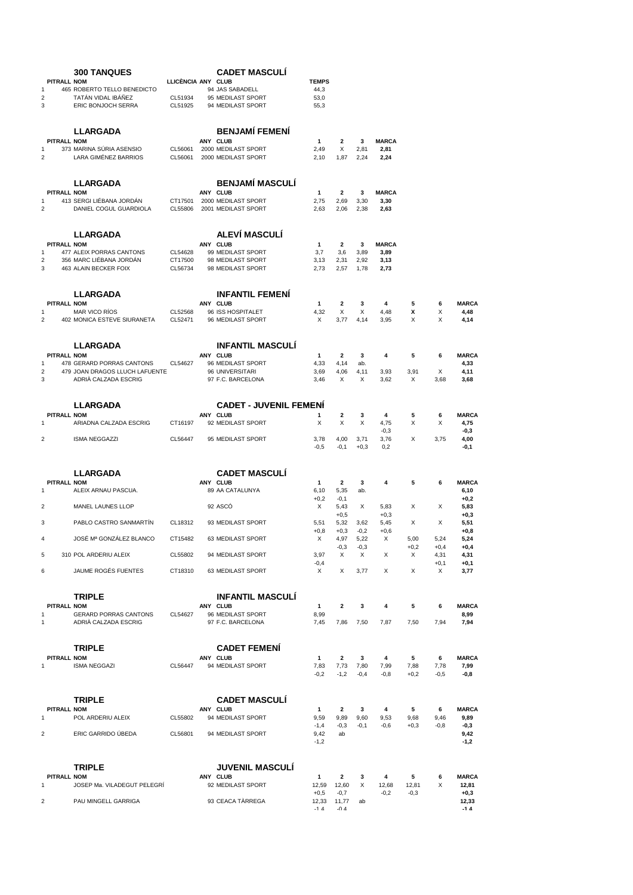## 300 TANQUES — CADET MASCULÍ

| | PITRALL | NOM | LLICÈNCIA | ANY | CLUB | TEMPS |
|---|---|---|---|---|---|---|
| 1 | 465 | ROBERTO TELLO BENEDICTO | | 94 | JAS SABADELL | 44,3 |
| 2 | | TATÁN VIDAL IBÁÑEZ | CL51934 | 95 | MEDILAST SPORT | 53,0 |
| 3 | | ERIC BONJOCH SERRA | CL51925 | 94 | MEDILAST SPORT | 55,3 |

## LLARGADA — BENJAMÍ FEMENÍ

| | PITRALL | NOM | | ANY | CLUB | 1 | 2 | 3 | MARCA |
|---|---|---|---|---|---|---|---|---|---|
| 1 | 373 | MARINA SÚRIA ASENSIO | CL56061 | 2000 | MEDILAST SPORT | 2,49 | X | 2,81 | **2,81** |
| 2 | | LARA GIMÉNEZ BARRIOS | CL56061 | 2000 | MEDILAST SPORT | 2,10 | 1,87 | 2,24 | **2,24** |

## LLARGADA — BENJAMÍ MASCULÍ

| | PITRALL | NOM | | ANY | CLUB | 1 | 2 | 3 | MARCA |
|---|---|---|---|---|---|---|---|---|---|
| 1 | 413 | SERGI LIÉBANA JORDÁN | CT17501 | 2000 | MEDILAST SPORT | 2,75 | 2,69 | 3,30 | **3,30** |
| 2 | | DANIEL COGUL GUARDIOLA | CL55806 | 2001 | MEDILAST SPORT | 2,63 | 2,06 | 2,38 | **2,63** |

## LLARGADA — ALEVÍ MASCULÍ

| | PITRALL | NOM | | ANY | CLUB | 1 | 2 | 3 | MARCA |
|---|---|---|---|---|---|---|---|---|---|
| 1 | 477 | ALEIX PORRAS CANTONS | CL54628 | 99 | MEDILAST SPORT | 3,7 | 3,6 | 3,89 | **3,89** |
| 2 | 356 | MARC LIÉBANA JORDÁN | CT17500 | 98 | MEDILAST SPORT | 3,13 | 2,31 | 2,92 | **3,13** |
| 3 | 463 | ALAIN BECKER FOIX | CL56734 | 98 | MEDILAST SPORT | 2,73 | 2,57 | 1,78 | **2,73** |

## LLARGADA — INFANTIL FEMENÍ

| | PITRALL | NOM | | ANY | CLUB | 1 | 2 | 3 | 4 | 5 | 6 | MARCA |
|---|---|---|---|---|---|---|---|---|---|---|---|---|
| 1 | | MAR VICO RÍOS | CL52568 | 96 | ISS HOSPITALET | 4,32 | X | X | 4,48 | X | X | **4,48** |
| 2 | 402 | MONICA ESTEVE SIURANETA | CL52471 | 96 | MEDILAST SPORT | X | 3,77 | 4,14 | 3,95 | X | X | **4,14** |

## LLARGADA — INFANTIL MASCULÍ

| | PITRALL | NOM | | ANY | CLUB | 1 | 2 | 3 | 4 | 5 | 6 | MARCA |
|---|---|---|---|---|---|---|---|---|---|---|---|---|
| 1 | 478 | GERARD PORRAS CANTONS | CL54627 | 96 | MEDILAST SPORT | 4,33 | 4,14 | ab. | | | | **4,33** |
| 2 | 479 | JOAN DRAGOS LLUCH LAFUENTE | | 96 | UNIVERSITARI | 3,69 | 4,06 | 4,11 | 3,93 | 3,91 | X | **4,11** |
| 3 | | ADRIÀ CALZADA ESCRIG | | 97 | F.C. BARCELONA | 3,46 | X | X | 3,62 | X | 3,68 | **3,68** |

## LLARGADA — CADET - JUVENIL FEMENÍ

| | PITRALL | NOM | | ANY | CLUB | 1 | 2 | 3 | 4 | 5 | 6 | MARCA |
|---|---|---|---|---|---|---|---|---|---|---|---|---|
| 1 | | ARIADNA CALZADA ESCRIG | CT16197 | 92 | MEDILAST SPORT | X | X | X | 4,75 | X | X | **4,75** |
| | | | | | | | | | -0,3 | | | **-0,3** |
| 2 | | ISMA NEGGAZZI | CL56447 | 95 | MEDILAST SPORT | 3,78 | 4,00 | 3,71 | 3,76 | X | 3,75 | **4,00** |
| | | | | | | -0,5 | -0,1 | +0,3 | 0,2 | | | **-0,1** |

## LLARGADA — CADET MASCULÍ

| | PITRALL | NOM | | ANY | CLUB | 1 | 2 | 3 | 4 | 5 | 6 | MARCA |
|---|---|---|---|---|---|---|---|---|---|---|---|---|
| 1 | | ALEIX ARNAU PASCUA. | | 89 | AA CATALUNYA | 6,10 | 5,35 | ab. | | | | **6,10** |
| | | | | | | +0,2 | -0,1 | | | | | **+0,2** |
| 2 | | MANEL LAUNES LLOP | | 92 | ASCÓ | X | 5,43 | X | 5,83 | X | X | **5,83** |
| | | | | | | | +0,5 | | +0,3 | | | **+0,3** |
| 3 | | PABLO CASTRO SANMARTÍN | CL18312 | 93 | MEDILAST SPORT | 5,51 | 5,32 | 3,62 | 5,45 | X | X | **5,51** |
| | | | | | | +0,8 | +0,3 | -0,2 | +0,6 | | | **+0,8** |
| 4 | | JOSÉ Mª GONZÁLEZ BLANCO | CT15482 | 63 | MEDILAST SPORT | X | 4,97 | 5,22 | X | 5,00 | 5,24 | **5,24** |
| | | | | | | | -0,3 | -0,3 | | +0,2 | +0,4 | **+0,4** |
| 5 | 310 | POL ARDERIU ALEIX | CL55802 | 94 | MEDILAST SPORT | 3,97 | X | X | X | X | 4,31 | **4,31** |
| | | | | | | -0,4 | | | | | +0,1 | **+0,1** |
| 6 | | JAUME ROGÉS FUENTES | CT18310 | 63 | MEDILAST SPORT | X | X | 3,77 | X | X | X | **3,77** |

## TRIPLE — INFANTIL MASCULÍ

| | PITRALL | NOM | | ANY | CLUB | 1 | 2 | 3 | 4 | 5 | 6 | MARCA |
|---|---|---|---|---|---|---|---|---|---|---|---|---|
| 1 | | GERARD PORRAS CANTONS | CL54627 | 96 | MEDILAST SPORT | 8,99 | | | | | | **8,99** |
| 1 | | ADRIÀ CALZADA ESCRIG | | 97 | F.C. BARCELONA | 7,45 | 7,86 | 7,50 | 7,87 | 7,50 | 7,94 | **7,94** |

## TRIPLE — CADET FEMENÍ

| | PITRALL | NOM | | ANY | CLUB | 1 | 2 | 3 | 4 | 5 | 6 | MARCA |
|---|---|---|---|---|---|---|---|---|---|---|---|---|
| 1 | | ISMA NEGGAZI | CL56447 | 94 | MEDILAST SPORT | 7,83 | 7,73 | 7,80 | 7,99 | 7,88 | 7,78 | **7,99** |
| | | | | | | -0,2 | -1,2 | -0,4 | -0,8 | +0,2 | -0,5 | **-0,8** |

## TRIPLE — CADET MASCULÍ

| | PITRALL | NOM | | ANY | CLUB | 1 | 2 | 3 | 4 | 5 | 6 | MARCA |
|---|---|---|---|---|---|---|---|---|---|---|---|---|
| 1 | | POL ARDERIU ALEIX | CL55802 | 94 | MEDILAST SPORT | 9,59 | 9,89 | 9,60 | 9,53 | 9,68 | 9,46 | **9,89** |
| | | | | | | -1,4 | -0,3 | -0,1 | -0,6 | +0,3 | -0,8 | **-0,3** |
| 2 | | ERIC GARRIDO ÚBEDA | CL56801 | 94 | MEDILAST SPORT | 9,42 | ab | | | | | **9,42** |
| | | | | | | -1,2 | | | | | | **-1,2** |

## TRIPLE — JUVENIL MASCULÍ

| | PITRALL | NOM | | ANY | CLUB | 1 | 2 | 3 | 4 | 5 | 6 | MARCA |
|---|---|---|---|---|---|---|---|---|---|---|---|---|
| 1 | | JOSEP Ma. VILADEGUT PELEGRÍ | | 92 | MEDILAST SPORT | 12,59 | 12,60 | X | 12,68 | 12,81 | X | **12,81** |
| | | | | | | +0,5 | -0,7 | | -0,2 | -0,3 | | **+0,3** |
| 2 | | PAU MINGELL GARRIGA | | 93 | CEACA TÀRREGA | 12,33 | 11,77 | ab | | | | **12,33** |
| | | | | | | -1,4 | -0,4 | | | | | **-1,4** |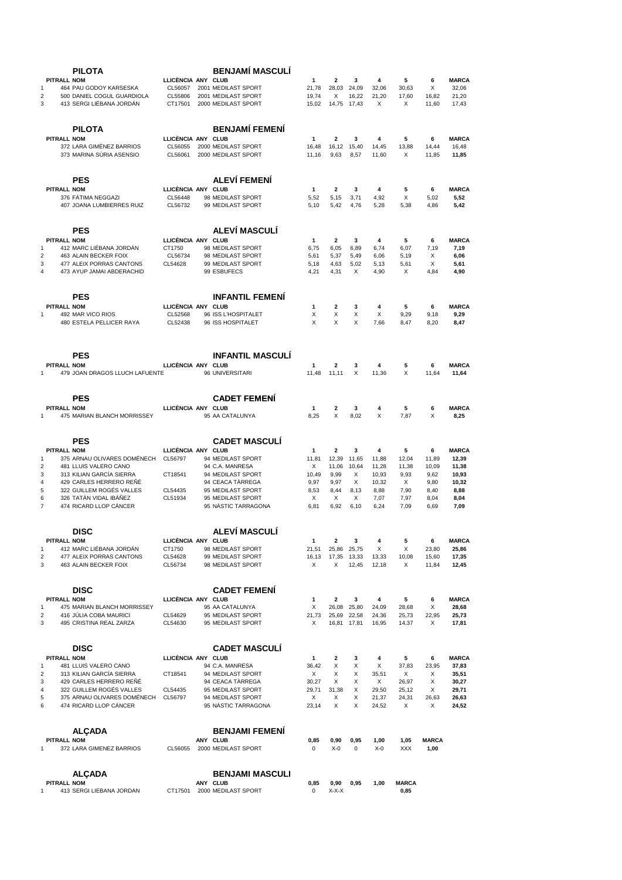## PILOTA — BENJAMÍ MASCULÍ

| PITRALL | NOM | LLICÈNCIA | ANY | CLUB | 1 | 2 | 3 | 4 | 5 | 6 | MARCA |
|---|---|---|---|---|---|---|---|---|---|---|---|
| 1 | 464 PAU GODOY KARSESKA | CL56057 | 2001 | MEDILAST SPORT | 21,78 | 28,03 | 24,09 | 32,06 | 30,63 | X | 32,06 |
| 2 | 500 DANIEL COGUL GUARDIOLA | CL55806 | 2001 | MEDILAST SPORT | 19,74 | X | 16,22 | 21,20 | 17,60 | 16,82 | 21,20 |
| 3 | 413 SERGI LIÉBANA JORDÁN | CT17501 | 2000 | MEDILAST SPORT | 15,02 | 14,75 | 17,43 | X | X | 11,60 | 17,43 |

## PILOTA — BENJAMÍ FEMENÍ

| PITRALL | NOM | LLICÈNCIA | ANY | CLUB | 1 | 2 | 3 | 4 | 5 | 6 | MARCA |
|---|---|---|---|---|---|---|---|---|---|---|---|
| | 372 LARA GIMÉNEZ BARRIOS | CL56055 | 2000 | MEDILAST SPORT | 16,48 | 16,12 | 15,40 | 14,45 | 13,88 | 14,44 | 16,48 |
| | 373 MARINA SÚRIA ASENSIO | CL56061 | 2000 | MEDILAST SPORT | 11,16 | 9,63 | 8,57 | 11,60 | X | 11,85 | **11,85** |

## PES — ALEVÍ FEMENÍ

| PITRALL | NOM | LLICÈNCIA | ANY | CLUB | 1 | 2 | 3 | 4 | 5 | 6 | MARCA |
|---|---|---|---|---|---|---|---|---|---|---|---|
| | 376 FÁTIMA NEGGAZI | CL56448 | 98 | MEDILAST SPORT | 5,52 | 5,15 | 3,71 | 4,92 | X | 5,02 | **5,52** |
| | 407 JOANA LUMBIERRES RUIZ | CL56732 | 99 | MEDILAST SPORT | 5,10 | 5,42 | 4,76 | 5,28 | 5,38 | 4,86 | **5,42** |

## PES — ALEVÍ MASCULÍ

| PITRALL | NOM | LLICÈNCIA | ANY | CLUB | 1 | 2 | 3 | 4 | 5 | 6 | MARCA |
|---|---|---|---|---|---|---|---|---|---|---|---|
| 1 | 412 MARC LIÉBANA JORDÁN | CT1750 | 98 | MEDILAST SPORT | 6,75 | 6,05 | 6,89 | 6,74 | 6,07 | 7,19 | **7,19** |
| 2 | 463 ALAIN BECKER FOIX | CL56734 | 98 | MEDILAST SPORT | 5,61 | 5,37 | 5,49 | 6,06 | 5,19 | X | **6,06** |
| 3 | 477 ALEIX PORRAS CANTONS | CL54628 | 99 | MEDILAST SPORT | 5,18 | 4,63 | 5,02 | 5,13 | 5,61 | X | **5,61** |
| 4 | 473 AYUP JAMAI ABDERACHID | | 99 | ESBUFECS | 4,21 | 4,31 | X | 4,90 | X | 4,84 | **4,90** |

## PES — INFANTIL FEMENÍ

| PITRALL | NOM | LLICÈNCIA | ANY | CLUB | 1 | 2 | 3 | 4 | 5 | 6 | MARCA |
|---|---|---|---|---|---|---|---|---|---|---|---|
| 1 | 492 MAR VICO RIOS | CL52568 | 96 | ISS L'HOSPITALET | X | X | X | X | 9,29 | 9,18 | **9,29** |
| | 480 ESTELA PELLICER RAYA | CL52438 | 96 | ISS HOSPITALET | X | X | X | 7,66 | 8,47 | 8,20 | **8,47** |

## PES — INFANTIL MASCULÍ

| PITRALL | NOM | LLICÈNCIA | ANY | CLUB | 1 | 2 | 3 | 4 | 5 | 6 | MARCA |
|---|---|---|---|---|---|---|---|---|---|---|---|
| 1 | 479 JOAN DRAGOS LLUCH LAFUENTE | | 96 | UNIVERSITARI | 11,48 | 11,11 | X | 11,36 | X | 11,64 | **11,64** |

## PES — CADET FEMENÍ

| PITRALL | NOM | LLICÈNCIA | ANY | CLUB | 1 | 2 | 3 | 4 | 5 | 6 | MARCA |
|---|---|---|---|---|---|---|---|---|---|---|---|
| 1 | 475 MARIAN BLANCH MORRISSEY | | 95 | AA CATALUNYA | 8,25 | X | 8,02 | X | 7,87 | X | **8,25** |

## PES — CADET MASCULÍ

| PITRALL | NOM | LLICÈNCIA | ANY | CLUB | 1 | 2 | 3 | 4 | 5 | 6 | MARCA |
|---|---|---|---|---|---|---|---|---|---|---|---|
| 1 | 375 ARNAU OLIVARES DOMÉNECH | CL56797 | 94 | MEDILAST SPORT | 11,81 | 12,39 | 11,65 | 11,88 | 12,04 | 11,89 | **12,39** |
| 2 | 481 LLUIS VALERO CANO | | 94 | C.A. MANRESA | X | 11,06 | 10,64 | 11,28 | 11,38 | 10,09 | **11,38** |
| 3 | 313 KILIAN GARCÍA SIERRA | CT18541 | 94 | MEDILAST SPORT | 10,49 | 9,99 | X | 10,93 | 9,93 | 9,62 | **10,93** |
| 4 | 429 CARLES HERRERO REÑÉ | | 94 | CEACA TÀRREGA | 9,97 | 9,97 | X | 10,32 | X | 9,80 | **10,32** |
| 5 | 322 GUILLEM ROGÉS VALLES | CL54435 | 95 | MEDILAST SPORT | 8,53 | 8,44 | 8,13 | 8,88 | 7,90 | 8,40 | **8,88** |
| 6 | 326 TATÁN VIDAL IBÁÑEZ | CL51934 | 95 | MEDILAST SPORT | X | X | X | 7,07 | 7,97 | 8,04 | **8,04** |
| 7 | 474 RICARD LLOP CÁNCER | | 95 | NÀSTIC TARRAGONA | 6,81 | 6,92 | 6,10 | 6,24 | 7,09 | 6,69 | **7,09** |

## DISC — ALEVÍ MASCULÍ

| PITRALL | NOM | LLICÈNCIA | ANY | CLUB | 1 | 2 | 3 | 4 | 5 | 6 | MARCA |
|---|---|---|---|---|---|---|---|---|---|---|---|
| 1 | 412 MARC LIÉBANA JORDÁN | CT1750 | 98 | MEDILAST SPORT | 21,51 | 25,86 | 25,75 | X | X | 23,80 | **25,86** |
| 2 | 477 ALEIX PORRAS CANTONS | CL54628 | 99 | MEDILAST SPORT | 16,13 | 17,35 | 13,33 | 13,33 | 10,08 | 15,60 | **17,35** |
| 3 | 463 ALAIN BECKER FOIX | CL56734 | 98 | MEDILAST SPORT | X | X | 12,45 | 12,18 | X | 11,84 | **12,45** |

## DISC — CADET FEMENÍ

| PITRALL | NOM | LLICÈNCIA | ANY | CLUB | 1 | 2 | 3 | 4 | 5 | 6 | MARCA |
|---|---|---|---|---|---|---|---|---|---|---|---|
| 1 | 475 MARIAN BLANCH MORRISSEY | | 95 | AA CATALUNYA | X | 26,08 | 25,80 | 24,09 | 28,68 | X | **28,68** |
| 2 | 416 JÚLIA COBA MAURICI | CL54629 | 95 | MEDILAST SPORT | 21,73 | 25,69 | 22,58 | 24,36 | 25,73 | 22,95 | **25,73** |
| 3 | 495 CRISTINA REAL ZARZA | CL54630 | 95 | MEDILAST SPORT | X | 16,81 | 17,81 | 16,95 | 14,37 | X | **17,81** |

## DISC — CADET MASCULÍ

| PITRALL | NOM | LLICÈNCIA | ANY | CLUB | 1 | 2 | 3 | 4 | 5 | 6 | MARCA |
|---|---|---|---|---|---|---|---|---|---|---|---|
| 1 | 481 LLUIS VALERO CANO | | 94 | C.A. MANRESA | 36,42 | X | X | X | 37,83 | 23,95 | **37,83** |
| 2 | 313 KILIAN GARCÍA SIERRA | CT18541 | 94 | MEDILAST SPORT | X | X | X | 35,51 | X | X | **35,51** |
| 3 | 429 CARLES HERRERO REÑÉ | | 94 | CEACA TÀRREGA | 30,27 | X | X | X | 26,97 | X | **30,27** |
| 4 | 322 GUILLEM ROGÉS VALLES | CL54435 | 95 | MEDILAST SPORT | 29,71 | 31,38 | X | 29,50 | 25,12 | X | **29,71** |
| 5 | 375 ARNAU OLIVARES DOMÉNECH | CL56797 | 94 | MEDILAST SPORT | X | X | X | 21,37 | 24,31 | 26,63 | **26,63** |
| 6 | 474 RICARD LLOP CÁNCER | | 95 | NÀSTIC TARRAGONA | 23,14 | X | X | 24,52 | X | X | **24,52** |

## ALÇADA — BENJAMI FEMENÍ

| PITRALL | NOM | | ANY | CLUB | 0,85 | 0,90 | 0,95 | 1,00 | 1,05 | MARCA |
|---|---|---|---|---|---|---|---|---|---|---|
| 1 | 372 LARA GIMENEZ BARRIOS | CL56055 | 2000 | MEDILAST SPORT | 0 | X-0 | 0 | X-0 | XXX | **1,00** |

## ALÇADA — BENJAMI MASCULI

| PITRALL | NOM | | ANY | CLUB | 0,85 | 0,90 | 0,95 | 1,00 | MARCA |
|---|---|---|---|---|---|---|---|---|---|
| 1 | 413 SERGI LIEBANA JORDAN | CT17501 | 2000 | MEDILAST SPORT | 0 | X-X-X | | | **0,85** |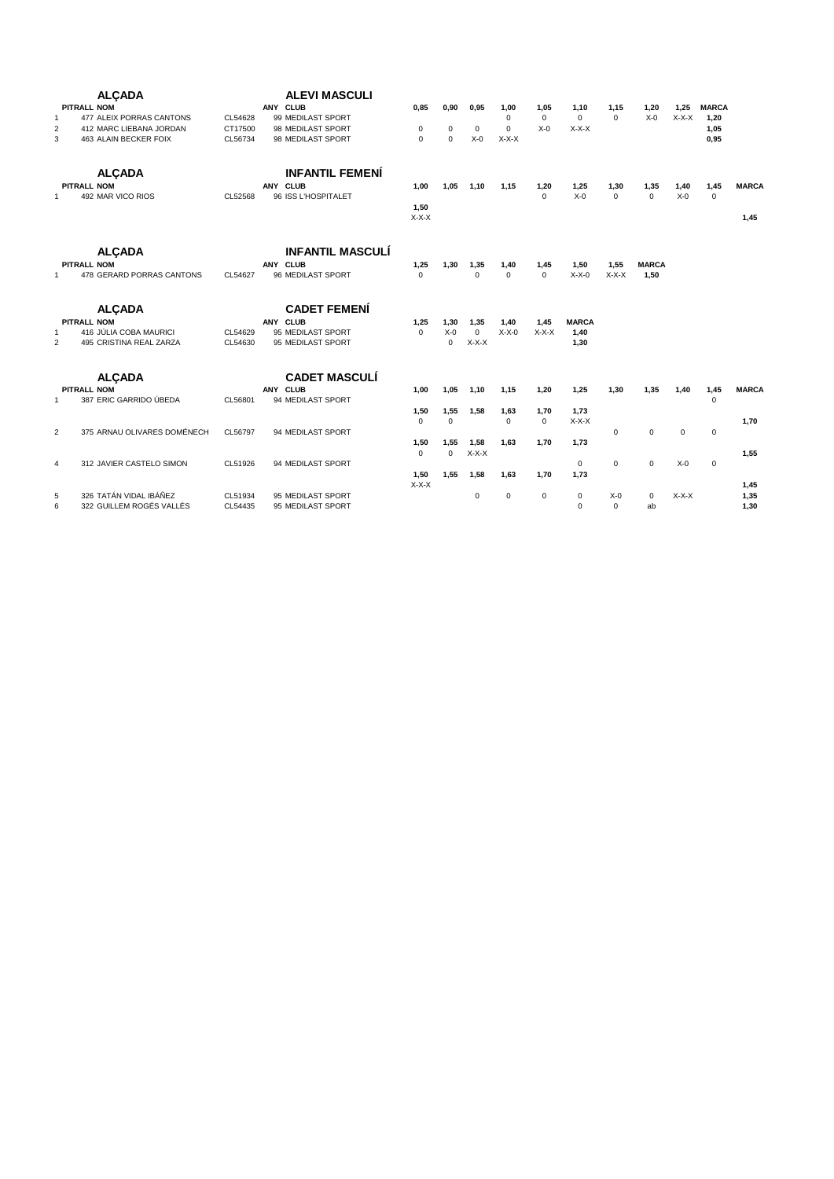## ALÇADA — ALEVI MASCULI

| | PITRALL | NOM | | ANY | CLUB | 0,85 | 0,90 | 0,95 | 1,00 | 1,05 | 1,10 | 1,15 | 1,20 | 1,25 | MARCA |
|---|---|---|---|---|---|---|---|---|---|---|---|---|---|---|---|
| 1 | 477 | ALEIX PORRAS CANTONS | CL54628 | 99 | MEDILAST SPORT | | | | 0 | 0 | 0 | 0 | X-0 | X-X-X | 1,20 |
| 2 | 412 | MARC LIEBANA JORDAN | CT17500 | 98 | MEDILAST SPORT | 0 | 0 | 0 | 0 | X-0 | X-X-X | | | | 1,05 |
| 3 | 463 | ALAIN BECKER FOIX | CL56734 | 98 | MEDILAST SPORT | 0 | 0 | X-0 | X-X-X | | | | | | 0,95 |

## ALÇADA — INFANTIL FEMENÍ

| | PITRALL | NOM | | ANY | CLUB | 1,00 | 1,05 | 1,10 | 1,15 | 1,20 | 1,25 | 1,30 | 1,35 | 1,40 | 1,45 | 1,50 | MARCA |
|---|---|---|---|---|---|---|---|---|---|---|---|---|---|---|---|---|---|
| 1 | 492 | MAR VICO RIOS | CL52568 | 96 | ISS L'HOSPITALET | | | | | 0 | X-0 | 0 | 0 | X-0 | 0 | X-X-X | 1,45 |

## ALÇADA — INFANTIL MASCULÍ

| | PITRALL | NOM | | ANY | CLUB | 1,25 | 1,30 | 1,35 | 1,40 | 1,45 | 1,50 | 1,55 | MARCA |
|---|---|---|---|---|---|---|---|---|---|---|---|---|---|
| 1 | 478 | GERARD PORRAS CANTONS | CL54627 | 96 | MEDILAST SPORT | 0 | | 0 | 0 | 0 | X-X-0 | X-X-X | 1,50 |

## ALÇADA — CADET FEMENÍ

| | PITRALL | NOM | | ANY | CLUB | 1,25 | 1,30 | 1,35 | 1,40 | 1,45 | MARCA |
|---|---|---|---|---|---|---|---|---|---|---|---|
| 1 | 416 | JÚLIA COBA MAURICI | CL54629 | 95 | MEDILAST SPORT | 0 | X-0 | 0 | X-X-0 | X-X-X | 1,40 |
| 2 | 495 | CRISTINA REAL ZARZA | CL54630 | 95 | MEDILAST SPORT | | 0 | X-X-X | | | 1,30 |

## ALÇADA — CADET MASCULÍ

| | PITRALL | NOM | | ANY | CLUB | 1,00 | 1,05 | 1,10 | 1,15 | 1,20 | 1,25 | 1,30 | 1,35 | 1,40 | 1,45 | 1,50 | 1,55 | 1,58 | 1,63 | 1,70 | 1,73 | MARCA |
|---|---|---|---|---|---|---|---|---|---|---|---|---|---|---|---|---|---|---|---|---|---|---|
| 1 | 387 | ERIC GARRIDO ÚBEDA | CL56801 | 94 | MEDILAST SPORT | | | | | | | | | | 0 | 0 | 0 | | 0 | 0 | X-X-X | 1,70 |
| 2 | 375 | ARNAU OLIVARES DOMÉNECH | CL56797 | 94 | MEDILAST SPORT | | | | | | | 0 | 0 | 0 | 0 | 0 | 0 | X-X-X | | | | 1,55 |
| 4 | 312 | JAVIER CASTELO SIMON | CL51926 | 94 | MEDILAST SPORT | | | | | | 0 | 0 | 0 | X-0 | 0 | X-X-X | | | | | | 1,45 |
| 5 | 326 | TATÁN VIDAL IBÁÑEZ | CL51934 | 95 | MEDILAST SPORT | | | 0 | 0 | 0 | 0 | X-0 | 0 | X-X-X | | | | | | | | 1,35 |
| 6 | 322 | GUILLEM ROGÉS VALLÉS | CL54435 | 95 | MEDILAST SPORT | | | | | | 0 | 0 | ab | | | | | | | | | 1,30 |